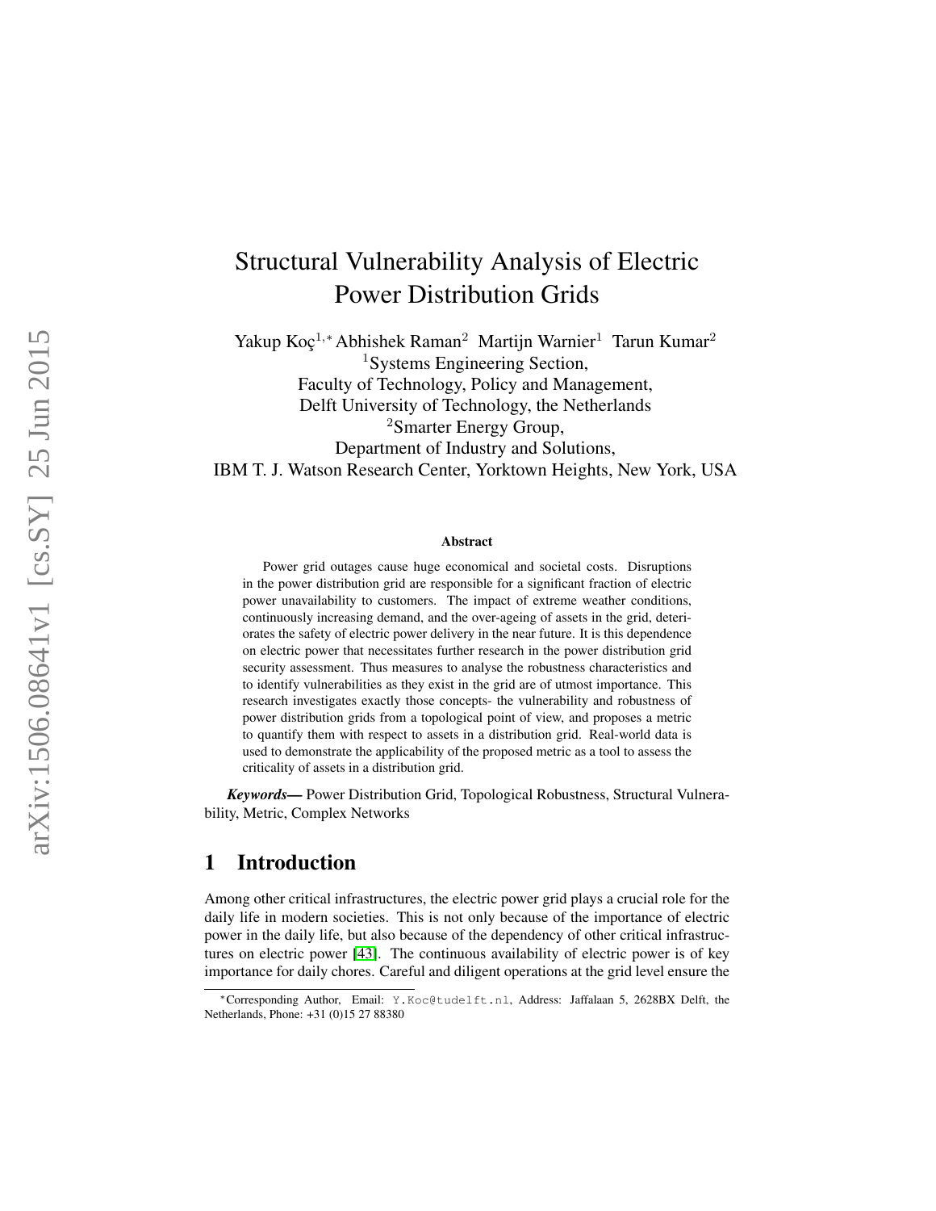# Structural Vulnerability Analysis of Electric Power Distribution Grids

Yakup Koç[1,*] Abhishek Raman[2] Martijn Warnier[1] Tarun Kumar[2]

[1]Systems Engineering Section,
Faculty of Technology, Policy and Management,
Delft University of Technology, the Netherlands

[2]Smarter Energy Group,
Department of Industry and Solutions,
IBM T. J. Watson Research Center, Yorktown Heights, New York, USA

### Abstract

Power grid outages cause huge economical and societal costs. Disruptions in the power distribution grid are responsible for a significant fraction of electric power unavailability to customers. The impact of extreme weather conditions, continuously increasing demand, and the over-ageing of assets in the grid, deteriorates the safety of electric power delivery in the near future. It is this dependence on electric power that necessitates further research in the power distribution grid security assessment. Thus measures to analyse the robustness characteristics and to identify vulnerabilities as they exist in the grid are of utmost importance. This research investigates exactly those concepts- the vulnerability and robustness of power distribution grids from a topological point of view, and proposes a metric to quantify them with respect to assets in a distribution grid. Real-world data is used to demonstrate the applicability of the proposed metric as a tool to assess the criticality of assets in a distribution grid.

***Keywords—*** Power Distribution Grid, Topological Robustness, Structural Vulnerability, Metric, Complex Networks

## 1 Introduction

Among other critical infrastructures, the electric power grid plays a crucial role for the daily life in modern societies. This is not only because of the importance of electric power in the daily life, but also because of the dependency of other critical infrastructures on electric power [43]. The continuous availability of electric power is of key importance for daily chores. Careful and diligent operations at the grid level ensure the

*Corresponding Author, Email: Y.Koc@tudelft.nl, Address: Jaffalaan 5, 2628BX Delft, the Netherlands, Phone: +31 (0)15 27 88380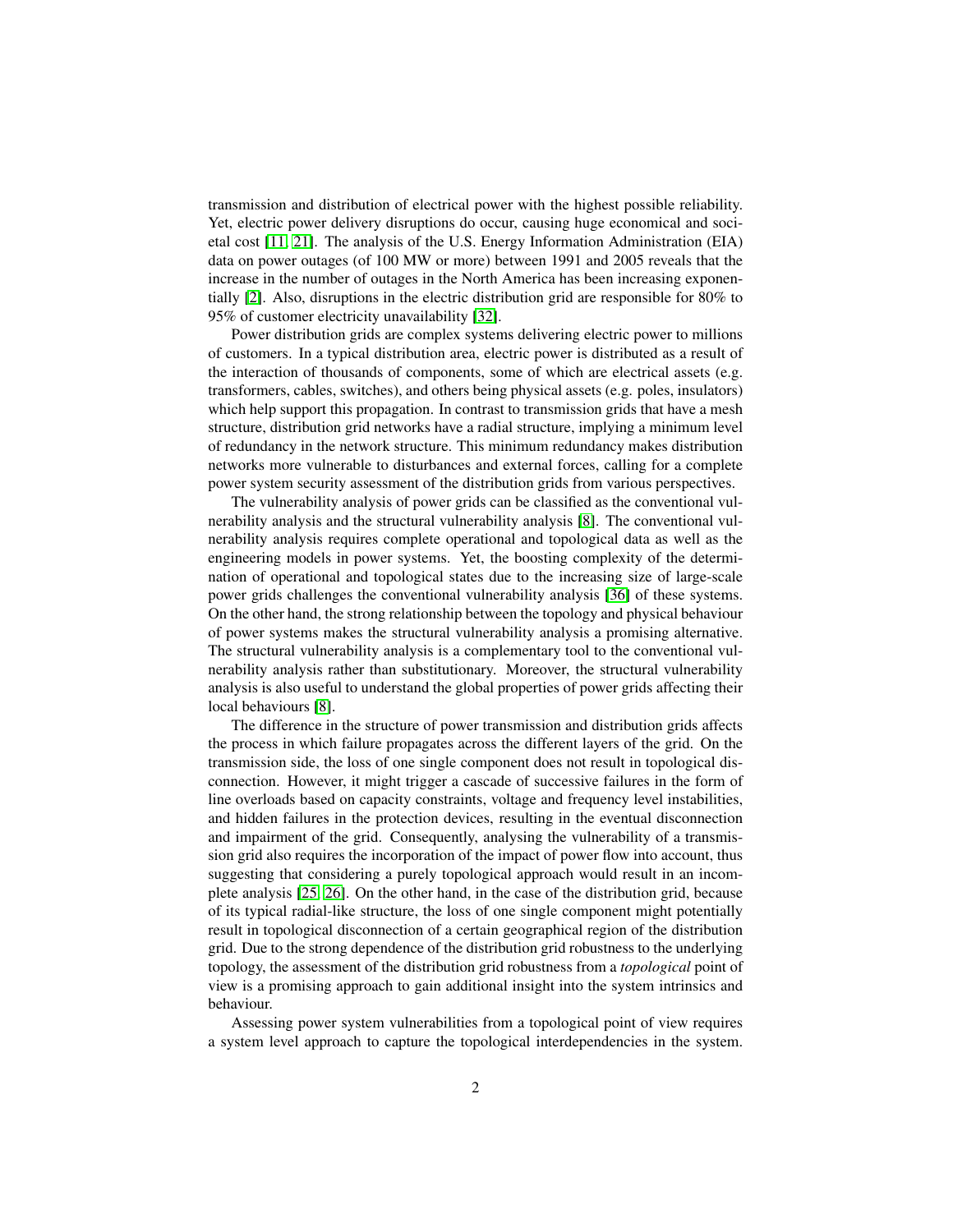transmission and distribution of electrical power with the highest possible reliability. Yet, electric power delivery disruptions do occur, causing huge economical and societal cost [11, 21]. The analysis of the U.S. Energy Information Administration (EIA) data on power outages (of 100 MW or more) between 1991 and 2005 reveals that the increase in the number of outages in the North America has been increasing exponentially [2]. Also, disruptions in the electric distribution grid are responsible for 80% to 95% of customer electricity unavailability [32].

Power distribution grids are complex systems delivering electric power to millions of customers. In a typical distribution area, electric power is distributed as a result of the interaction of thousands of components, some of which are electrical assets (e.g. transformers, cables, switches), and others being physical assets (e.g. poles, insulators) which help support this propagation. In contrast to transmission grids that have a mesh structure, distribution grid networks have a radial structure, implying a minimum level of redundancy in the network structure. This minimum redundancy makes distribution networks more vulnerable to disturbances and external forces, calling for a complete power system security assessment of the distribution grids from various perspectives.

The vulnerability analysis of power grids can be classified as the conventional vulnerability analysis and the structural vulnerability analysis [8]. The conventional vulnerability analysis requires complete operational and topological data as well as the engineering models in power systems. Yet, the boosting complexity of the determination of operational and topological states due to the increasing size of large-scale power grids challenges the conventional vulnerability analysis [36] of these systems. On the other hand, the strong relationship between the topology and physical behaviour of power systems makes the structural vulnerability analysis a promising alternative. The structural vulnerability analysis is a complementary tool to the conventional vulnerability analysis rather than substitutionary. Moreover, the structural vulnerability analysis is also useful to understand the global properties of power grids affecting their local behaviours [8].

The difference in the structure of power transmission and distribution grids affects the process in which failure propagates across the different layers of the grid. On the transmission side, the loss of one single component does not result in topological disconnection. However, it might trigger a cascade of successive failures in the form of line overloads based on capacity constraints, voltage and frequency level instabilities, and hidden failures in the protection devices, resulting in the eventual disconnection and impairment of the grid. Consequently, analysing the vulnerability of a transmission grid also requires the incorporation of the impact of power flow into account, thus suggesting that considering a purely topological approach would result in an incomplete analysis [25, 26]. On the other hand, in the case of the distribution grid, because of its typical radial-like structure, the loss of one single component might potentially result in topological disconnection of a certain geographical region of the distribution grid. Due to the strong dependence of the distribution grid robustness to the underlying topology, the assessment of the distribution grid robustness from a *topological* point of view is a promising approach to gain additional insight into the system intrinsics and behaviour.

Assessing power system vulnerabilities from a topological point of view requires a system level approach to capture the topological interdependencies in the system.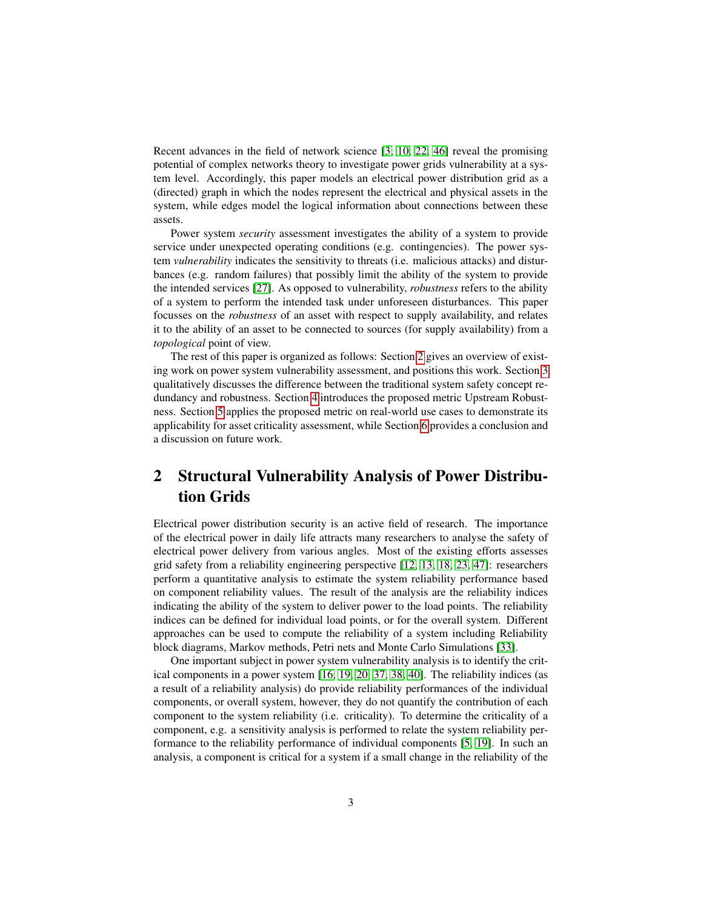Recent advances in the field of network science [3, 10, 22, 46] reveal the promising potential of complex networks theory to investigate power grids vulnerability at a system level. Accordingly, this paper models an electrical power distribution grid as a (directed) graph in which the nodes represent the electrical and physical assets in the system, while edges model the logical information about connections between these assets.

Power system *security* assessment investigates the ability of a system to provide service under unexpected operating conditions (e.g. contingencies). The power system *vulnerability* indicates the sensitivity to threats (i.e. malicious attacks) and disturbances (e.g. random failures) that possibly limit the ability of the system to provide the intended services [27]. As opposed to vulnerability, *robustness* refers to the ability of a system to perform the intended task under unforeseen disturbances. This paper focusses on the *robustness* of an asset with respect to supply availability, and relates it to the ability of an asset to be connected to sources (for supply availability) from a *topological* point of view.

The rest of this paper is organized as follows: Section 2 gives an overview of existing work on power system vulnerability assessment, and positions this work. Section 3 qualitatively discusses the difference between the traditional system safety concept redundancy and robustness. Section 4 introduces the proposed metric Upstream Robustness. Section 5 applies the proposed metric on real-world use cases to demonstrate its applicability for asset criticality assessment, while Section 6 provides a conclusion and a discussion on future work.

## 2 Structural Vulnerability Analysis of Power Distribution Grids

Electrical power distribution security is an active field of research. The importance of the electrical power in daily life attracts many researchers to analyse the safety of electrical power delivery from various angles. Most of the existing efforts assesses grid safety from a reliability engineering perspective [12, 13, 18, 23, 47]: researchers perform a quantitative analysis to estimate the system reliability performance based on component reliability values. The result of the analysis are the reliability indices indicating the ability of the system to deliver power to the load points. The reliability indices can be defined for individual load points, or for the overall system. Different approaches can be used to compute the reliability of a system including Reliability block diagrams, Markov methods, Petri nets and Monte Carlo Simulations [33].

One important subject in power system vulnerability analysis is to identify the critical components in a power system [16, 19, 20, 37, 38, 40]. The reliability indices (as a result of a reliability analysis) do provide reliability performances of the individual components, or overall system, however, they do not quantify the contribution of each component to the system reliability (i.e. criticality). To determine the criticality of a component, e.g. a sensitivity analysis is performed to relate the system reliability performance to the reliability performance of individual components [5, 19]. In such an analysis, a component is critical for a system if a small change in the reliability of the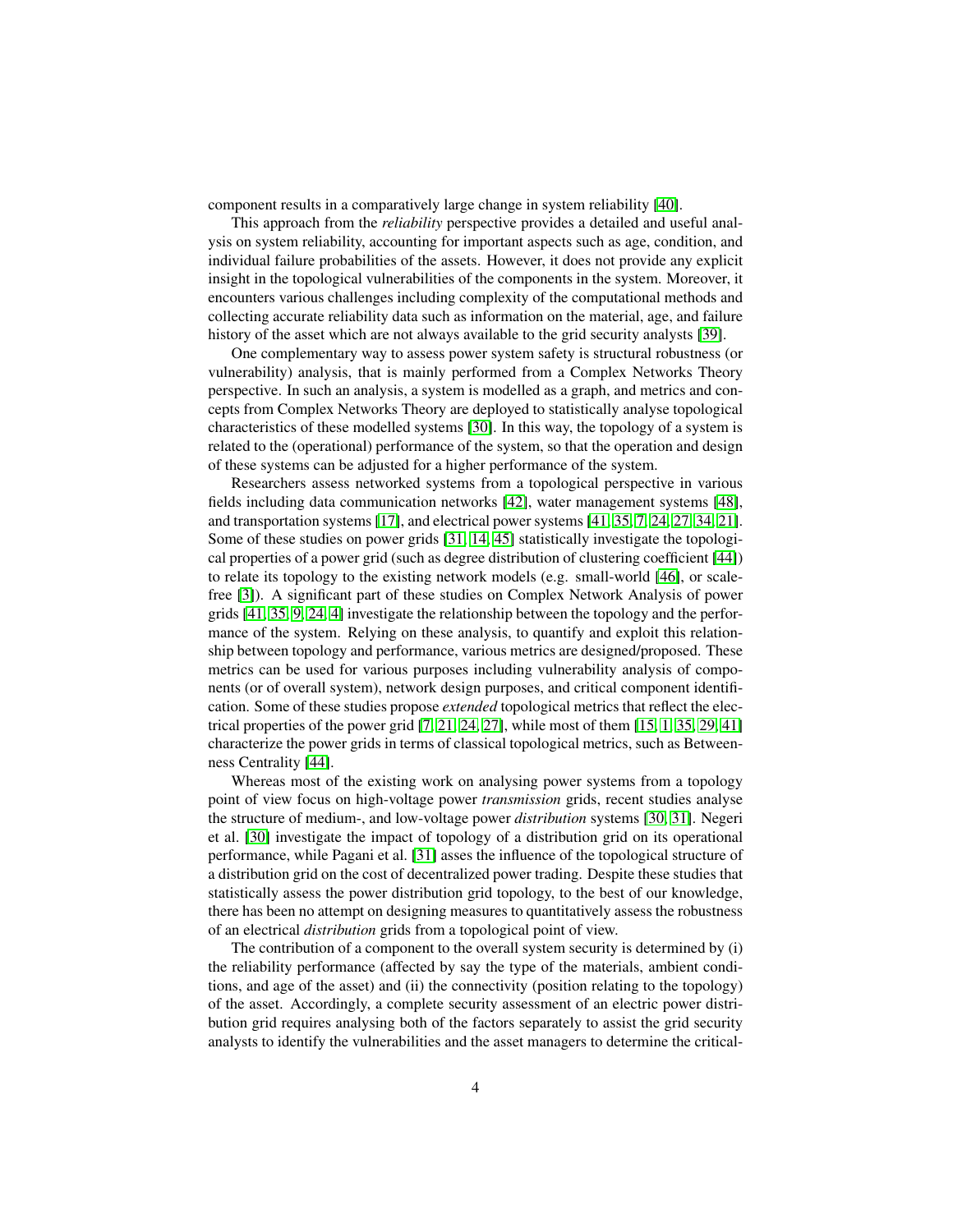component results in a comparatively large change in system reliability [40].

This approach from the *reliability* perspective provides a detailed and useful analysis on system reliability, accounting for important aspects such as age, condition, and individual failure probabilities of the assets. However, it does not provide any explicit insight in the topological vulnerabilities of the components in the system. Moreover, it encounters various challenges including complexity of the computational methods and collecting accurate reliability data such as information on the material, age, and failure history of the asset which are not always available to the grid security analysts [39].

One complementary way to assess power system safety is structural robustness (or vulnerability) analysis, that is mainly performed from a Complex Networks Theory perspective. In such an analysis, a system is modelled as a graph, and metrics and concepts from Complex Networks Theory are deployed to statistically analyse topological characteristics of these modelled systems [30]. In this way, the topology of a system is related to the (operational) performance of the system, so that the operation and design of these systems can be adjusted for a higher performance of the system.

Researchers assess networked systems from a topological perspective in various fields including data communication networks [42], water management systems [48], and transportation systems [17], and electrical power systems [41, 35, 7, 24, 27, 34, 21]. Some of these studies on power grids [31, 14, 45] statistically investigate the topological properties of a power grid (such as degree distribution of clustering coefficient [44]) to relate its topology to the existing network models (e.g. small-world [46], or scale-free [3]). A significant part of these studies on Complex Network Analysis of power grids [41, 35, 9, 24, 4] investigate the relationship between the topology and the performance of the system. Relying on these analysis, to quantify and exploit this relationship between topology and performance, various metrics are designed/proposed. These metrics can be used for various purposes including vulnerability analysis of components (or of overall system), network design purposes, and critical component identification. Some of these studies propose *extended* topological metrics that reflect the electrical properties of the power grid [7, 21, 24, 27], while most of them [15, 1, 35, 29, 41] characterize the power grids in terms of classical topological metrics, such as Betweenness Centrality [44].

Whereas most of the existing work on analysing power systems from a topology point of view focus on high-voltage power *transmission* grids, recent studies analyse the structure of medium-, and low-voltage power *distribution* systems [30, 31]. Negeri et al. [30] investigate the impact of topology of a distribution grid on its operational performance, while Pagani et al. [31] asses the influence of the topological structure of a distribution grid on the cost of decentralized power trading. Despite these studies that statistically assess the power distribution grid topology, to the best of our knowledge, there has been no attempt on designing measures to quantitatively assess the robustness of an electrical *distribution* grids from a topological point of view.

The contribution of a component to the overall system security is determined by (i) the reliability performance (affected by say the type of the materials, ambient conditions, and age of the asset) and (ii) the connectivity (position relating to the topology) of the asset. Accordingly, a complete security assessment of an electric power distribution grid requires analysing both of the factors separately to assist the grid security analysts to identify the vulnerabilities and the asset managers to determine the critical-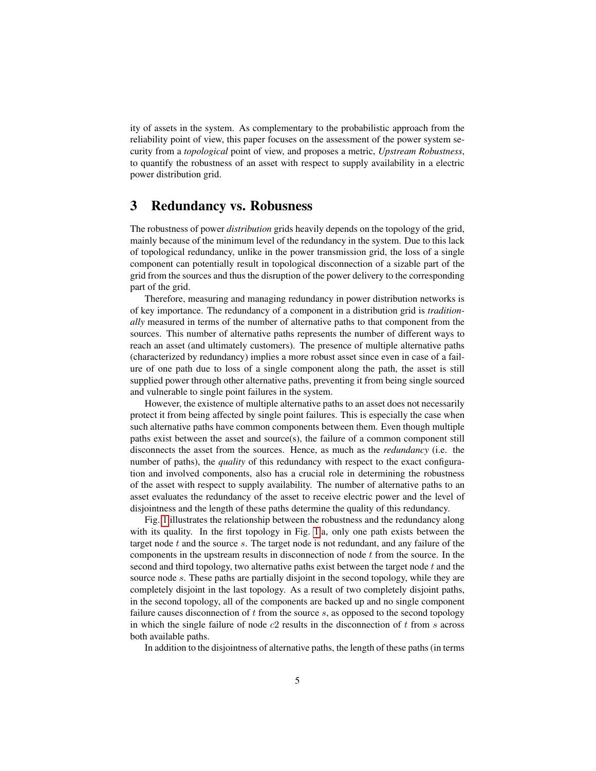ity of assets in the system. As complementary to the probabilistic approach from the reliability point of view, this paper focuses on the assessment of the power system security from a *topological* point of view, and proposes a metric, *Upstream Robustness*, to quantify the robustness of an asset with respect to supply availability in a electric power distribution grid.

## 3 Redundancy vs. Robusness

The robustness of power *distribution* grids heavily depends on the topology of the grid, mainly because of the minimum level of the redundancy in the system. Due to this lack of topological redundancy, unlike in the power transmission grid, the loss of a single component can potentially result in topological disconnection of a sizable part of the grid from the sources and thus the disruption of the power delivery to the corresponding part of the grid.

Therefore, measuring and managing redundancy in power distribution networks is of key importance. The redundancy of a component in a distribution grid is *traditionally* measured in terms of the number of alternative paths to that component from the sources. This number of alternative paths represents the number of different ways to reach an asset (and ultimately customers). The presence of multiple alternative paths (characterized by redundancy) implies a more robust asset since even in case of a failure of one path due to loss of a single component along the path, the asset is still supplied power through other alternative paths, preventing it from being single sourced and vulnerable to single point failures in the system.

However, the existence of multiple alternative paths to an asset does not necessarily protect it from being affected by single point failures. This is especially the case when such alternative paths have common components between them. Even though multiple paths exist between the asset and source(s), the failure of a common component still disconnects the asset from the sources. Hence, as much as the *redundancy* (i.e. the number of paths), the *quality* of this redundancy with respect to the exact configuration and involved components, also has a crucial role in determining the robustness of the asset with respect to supply availability. The number of alternative paths to an asset evaluates the redundancy of the asset to receive electric power and the level of disjointness and the length of these paths determine the quality of this redundancy.

Fig. 1 illustrates the relationship between the robustness and the redundancy along with its quality. In the first topology in Fig. 1a, only one path exists between the target node $t$ and the source $s$. The target node is not redundant, and any failure of the components in the upstream results in disconnection of node $t$ from the source. In the second and third topology, two alternative paths exist between the target node $t$ and the source node $s$. These paths are partially disjoint in the second topology, while they are completely disjoint in the last topology. As a result of two completely disjoint paths, in the second topology, all of the components are backed up and no single component failure causes disconnection of $t$ from the source $s$, as opposed to the second topology in which the single failure of node $c2$ results in the disconnection of $t$ from $s$ across both available paths.

In addition to the disjointness of alternative paths, the length of these paths (in terms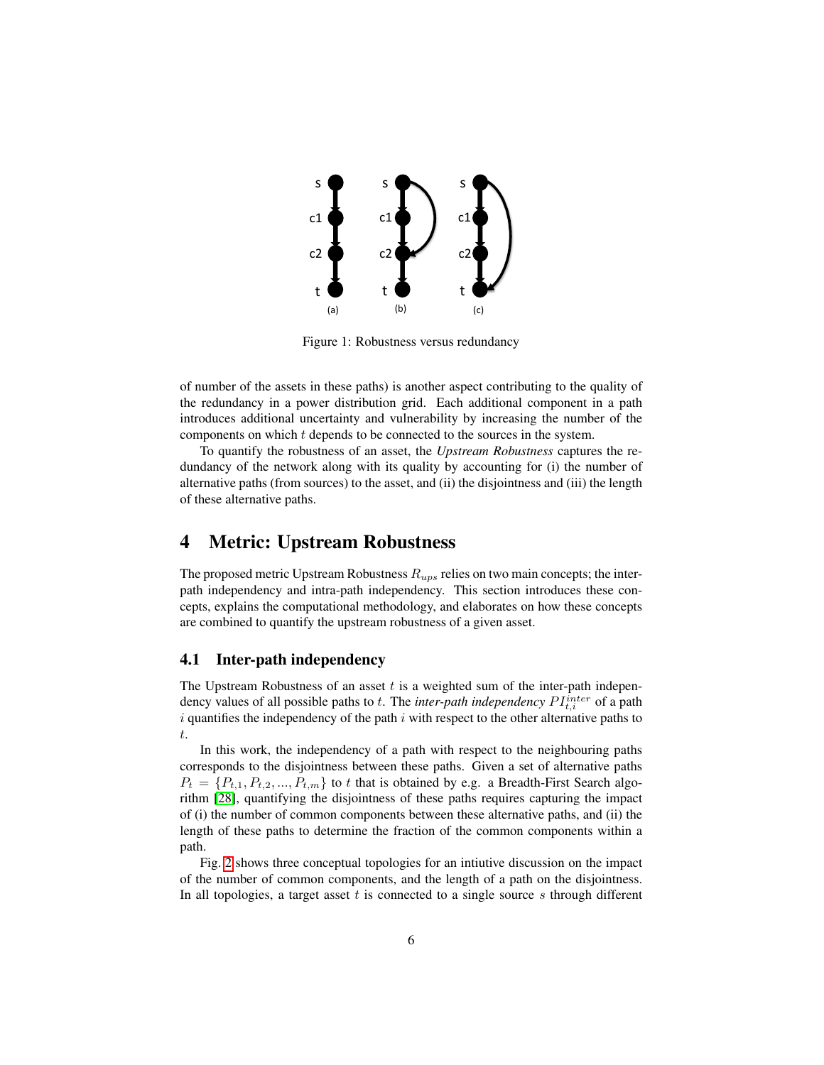Figure 1: Robustness versus redundancy

of number of the assets in these paths) is another aspect contributing to the quality of the redundancy in a power distribution grid. Each additional component in a path introduces additional uncertainty and vulnerability by increasing the number of the components on which $t$ depends to be connected to the sources in the system.

To quantify the robustness of an asset, the *Upstream Robustness* captures the redundancy of the network along with its quality by accounting for (i) the number of alternative paths (from sources) to the asset, and (ii) the disjointness and (iii) the length of these alternative paths.

# 4 Metric: Upstream Robustness

The proposed metric Upstream Robustness $R_{ups}$ relies on two main concepts; the inter-path independency and intra-path independency. This section introduces these concepts, explains the computational methodology, and elaborates on how these concepts are combined to quantify the upstream robustness of a given asset.

## 4.1 Inter-path independency

The Upstream Robustness of an asset $t$ is a weighted sum of the inter-path independency values of all possible paths to $t$. The *inter-path independency* $PI_{t,i}^{inter}$ of a path $i$ quantifies the independency of the path $i$ with respect to the other alternative paths to $t$.

In this work, the independency of a path with respect to the neighbouring paths corresponds to the disjointness between these paths. Given a set of alternative paths $P_t = \{P_{t,1}, P_{t,2}, ..., P_{t,m}\}$ to $t$ that is obtained by e.g. a Breadth-First Search algorithm [28], quantifying the disjointness of these paths requires capturing the impact of (i) the number of common components between these alternative paths, and (ii) the length of these paths to determine the fraction of the common components within a path.

Fig. 2 shows three conceptual topologies for an intiutive discussion on the impact of the number of common components, and the length of a path on the disjointness. In all topologies, a target asset $t$ is connected to a single source $s$ through different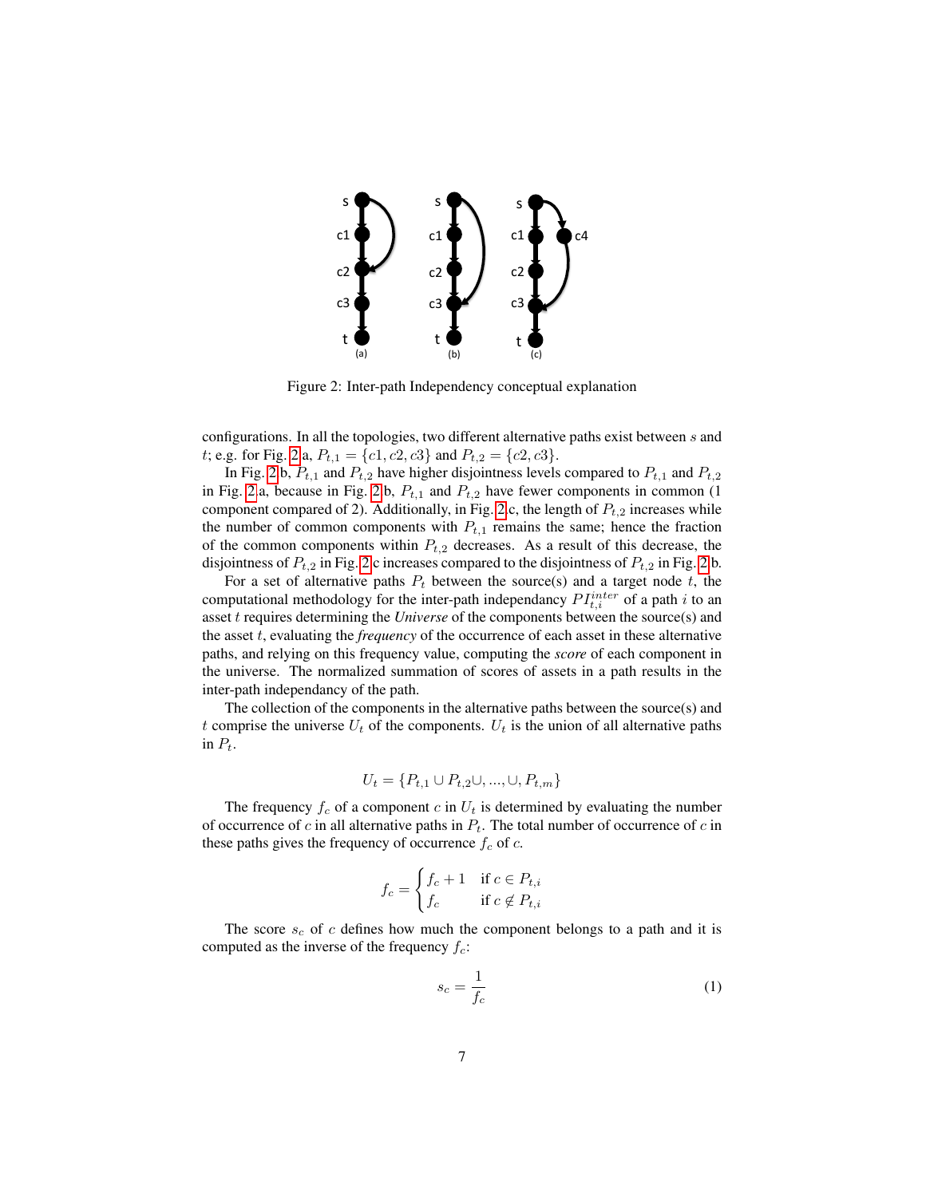Figure 2: Inter-path Independency conceptual explanation

configurations. In all the topologies, two different alternative paths exist between $s$ and $t$; e.g. for Fig. 2a, $P_{t,1} = \{c1, c2, c3\}$ and $P_{t,2} = \{c2, c3\}$.

In Fig. 2b, $P_{t,1}$ and $P_{t,2}$ have higher disjointness levels compared to $P_{t,1}$ and $P_{t,2}$ in Fig. 2a, because in Fig. 2b, $P_{t,1}$ and $P_{t,2}$ have fewer components in common (1 component compared of 2). Additionally, in Fig. 2c, the length of $P_{t,2}$ increases while the number of common components with $P_{t,1}$ remains the same; hence the fraction of the common components within $P_{t,2}$ decreases. As a result of this decrease, the disjointness of $P_{t,2}$ in Fig. 2c increases compared to the disjointness of $P_{t,2}$ in Fig. 2b.

For a set of alternative paths $P_t$ between the source(s) and a target node $t$, the computational methodology for the inter-path independancy $PI^{inter}_{t,i}$ of a path $i$ to an asset $t$ requires determining the *Universe* of the components between the source(s) and the asset $t$, evaluating the *frequency* of the occurrence of each asset in these alternative paths, and relying on this frequency value, computing the *score* of each component in the universe. The normalized summation of scores of assets in a path results in the inter-path independancy of the path.

The collection of the components in the alternative paths between the source(s) and $t$ comprise the universe $U_t$ of the components. $U_t$ is the union of all alternative paths in $P_t$.

$$U_t = \{P_{t,1} \cup P_{t,2} \cup, ..., \cup, P_{t,m}\}$$

The frequency $f_c$ of a component $c$ in $U_t$ is determined by evaluating the number of occurrence of $c$ in all alternative paths in $P_t$. The total number of occurrence of $c$ in these paths gives the frequency of occurrence $f_c$ of $c$.

$$f_c = \begin{cases} f_c + 1 & \text{if } c \in P_{t,i} \\ f_c & \text{if } c \notin P_{t,i} \end{cases}$$

The score $s_c$ of $c$ defines how much the component belongs to a path and it is computed as the inverse of the frequency $f_c$:

$$s_c = \frac{1}{f_c} \tag{1}$$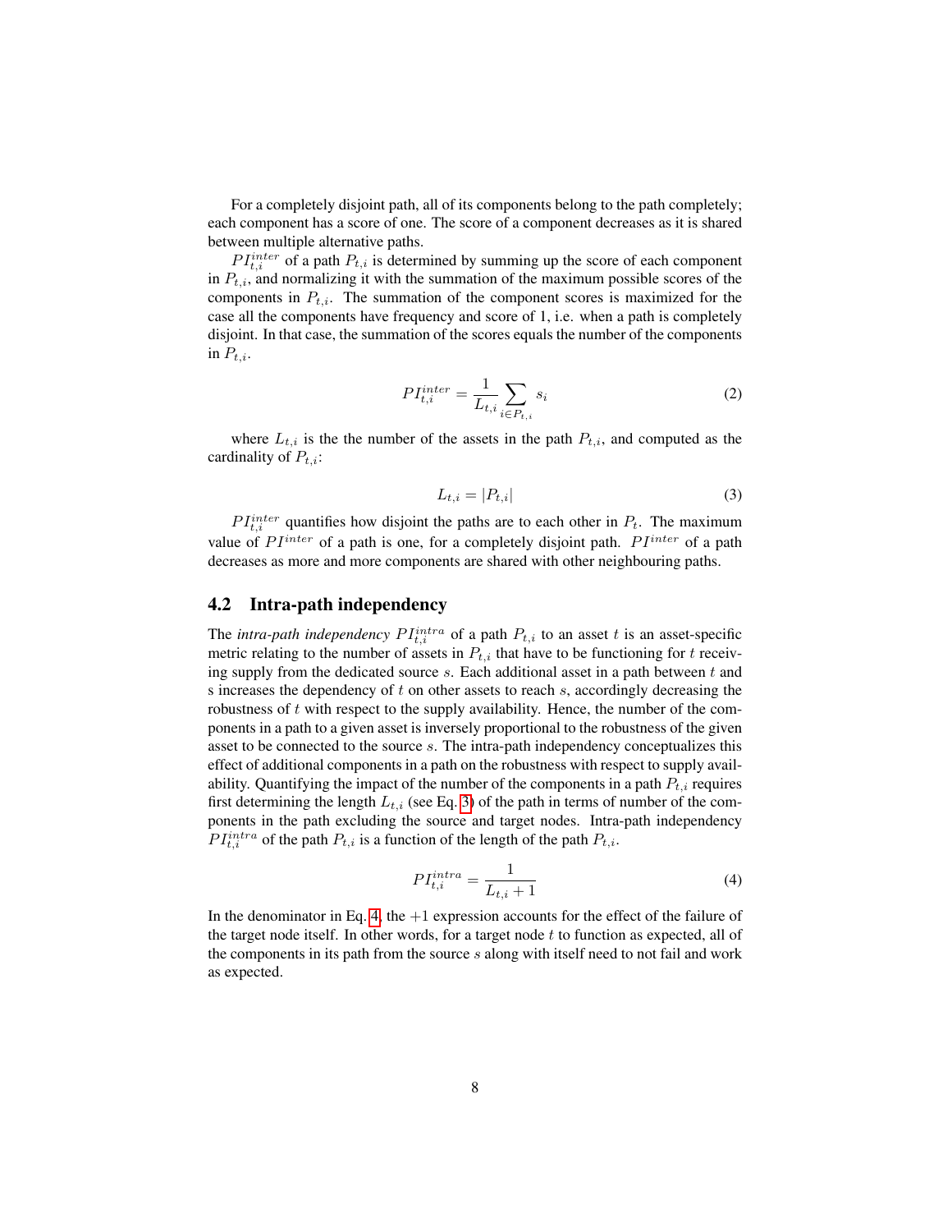For a completely disjoint path, all of its components belong to the path completely; each component has a score of one. The score of a component decreases as it is shared between multiple alternative paths.

$PI^{inter}_{t,i}$ of a path $P_{t,i}$ is determined by summing up the score of each component in $P_{t,i}$, and normalizing it with the summation of the maximum possible scores of the components in $P_{t,i}$. The summation of the component scores is maximized for the case all the components have frequency and score of 1, i.e. when a path is completely disjoint. In that case, the summation of the scores equals the number of the components in $P_{t,i}$.

$$PI^{inter}_{t,i} = \frac{1}{L_{t,i}} \sum_{i \in P_{t,i}} s_i \tag{2}$$

where $L_{t,i}$ is the the number of the assets in the path $P_{t,i}$, and computed as the cardinality of $P_{t,i}$:

$$L_{t,i} = |P_{t,i}| \tag{3}$$

$PI^{inter}_{t,i}$ quantifies how disjoint the paths are to each other in $P_t$. The maximum value of $PI^{inter}$ of a path is one, for a completely disjoint path. $PI^{inter}$ of a path decreases as more and more components are shared with other neighbouring paths.

## 4.2 Intra-path independency

The *intra-path independency* $PI^{intra}_{t,i}$ of a path $P_{t,i}$ to an asset $t$ is an asset-specific metric relating to the number of assets in $P_{t,i}$ that have to be functioning for $t$ receiving supply from the dedicated source $s$. Each additional asset in a path between $t$ and s increases the dependency of $t$ on other assets to reach $s$, accordingly decreasing the robustness of $t$ with respect to the supply availability. Hence, the number of the components in a path to a given asset is inversely proportional to the robustness of the given asset to be connected to the source $s$. The intra-path independency conceptualizes this effect of additional components in a path on the robustness with respect to supply availability. Quantifying the impact of the number of the components in a path $P_{t,i}$ requires first determining the length $L_{t,i}$ (see Eq. 3) of the path in terms of number of the components in the path excluding the source and target nodes. Intra-path independency $PI^{intra}_{t,i}$ of the path $P_{t,i}$ is a function of the length of the path $P_{t,i}$.

$$PI^{intra}_{t,i} = \frac{1}{L_{t,i} + 1} \tag{4}$$

In the denominator in Eq. 4, the $+1$ expression accounts for the effect of the failure of the target node itself. In other words, for a target node $t$ to function as expected, all of the components in its path from the source $s$ along with itself need to not fail and work as expected.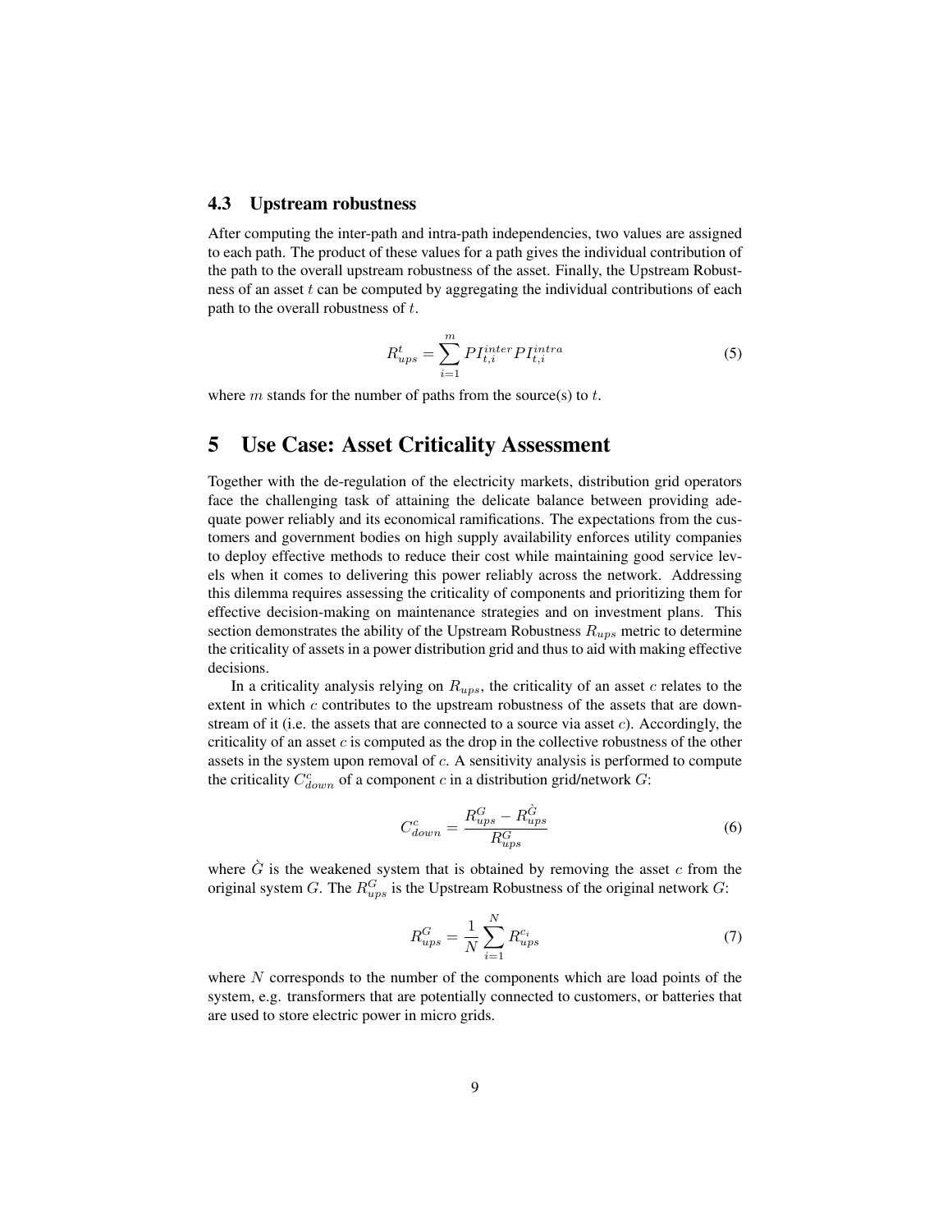### 4.3 Upstream robustness

After computing the inter-path and intra-path independencies, two values are assigned to each path. The product of these values for a path gives the individual contribution of the path to the overall upstream robustness of the asset. Finally, the Upstream Robustness of an asset $t$ can be computed by aggregating the individual contributions of each path to the overall robustness of $t$.

$$R^t_{ups} = \sum_{i=1}^{m} PI^{inter}_{t,i} PI^{intra}_{t,i} \tag{5}$$

where $m$ stands for the number of paths from the source(s) to $t$.

## 5 Use Case: Asset Criticality Assessment

Together with the de-regulation of the electricity markets, distribution grid operators face the challenging task of attaining the delicate balance between providing adequate power reliably and its economical ramifications. The expectations from the customers and government bodies on high supply availability enforces utility companies to deploy effective methods to reduce their cost while maintaining good service levels when it comes to delivering this power reliably across the network. Addressing this dilemma requires assessing the criticality of components and prioritizing them for effective decision-making on maintenance strategies and on investment plans. This section demonstrates the ability of the Upstream Robustness $R_{ups}$ metric to determine the criticality of assets in a power distribution grid and thus to aid with making effective decisions.

In a criticality analysis relying on $R_{ups}$, the criticality of an asset $c$ relates to the extent in which $c$ contributes to the upstream robustness of the assets that are downstream of it (i.e. the assets that are connected to a source via asset $c$). Accordingly, the criticality of an asset $c$ is computed as the drop in the collective robustness of the other assets in the system upon removal of $c$. A sensitivity analysis is performed to compute the criticality $C^c_{down}$ of a component $c$ in a distribution grid/network $G$:

$$C^c_{down} = \frac{R^G_{ups} - R^{\grave{G}}_{ups}}{R^G_{ups}} \tag{6}$$

where $\grave{G}$ is the weakened system that is obtained by removing the asset $c$ from the original system $G$. The $R^G_{ups}$ is the Upstream Robustness of the original network $G$:

$$R^G_{ups} = \frac{1}{N} \sum_{i=1}^{N} R^{c_i}_{ups} \tag{7}$$

where $N$ corresponds to the number of the components which are load points of the system, e.g. transformers that are potentially connected to customers, or batteries that are used to store electric power in micro grids.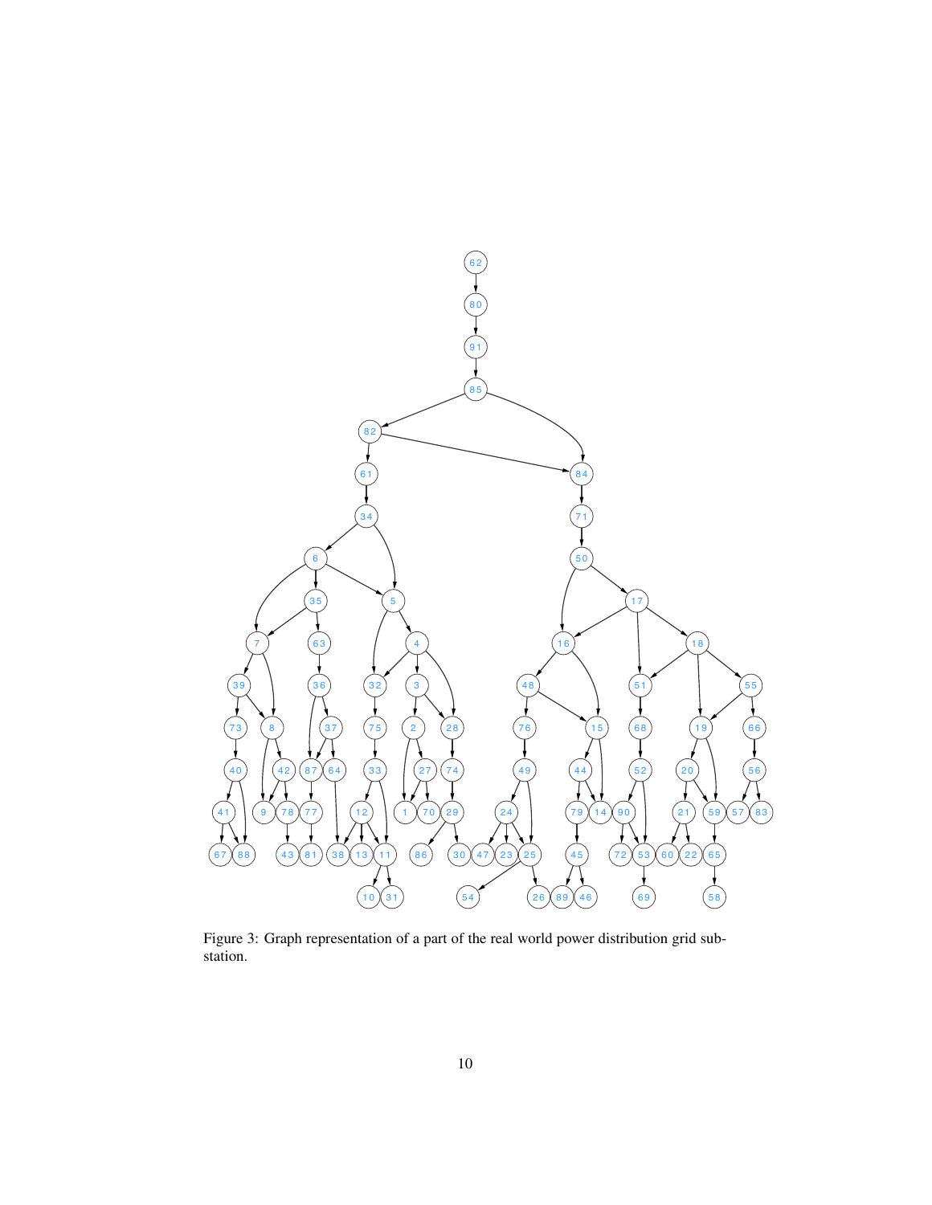Figure 3: Graph representation of a part of the real world power distribution grid substation.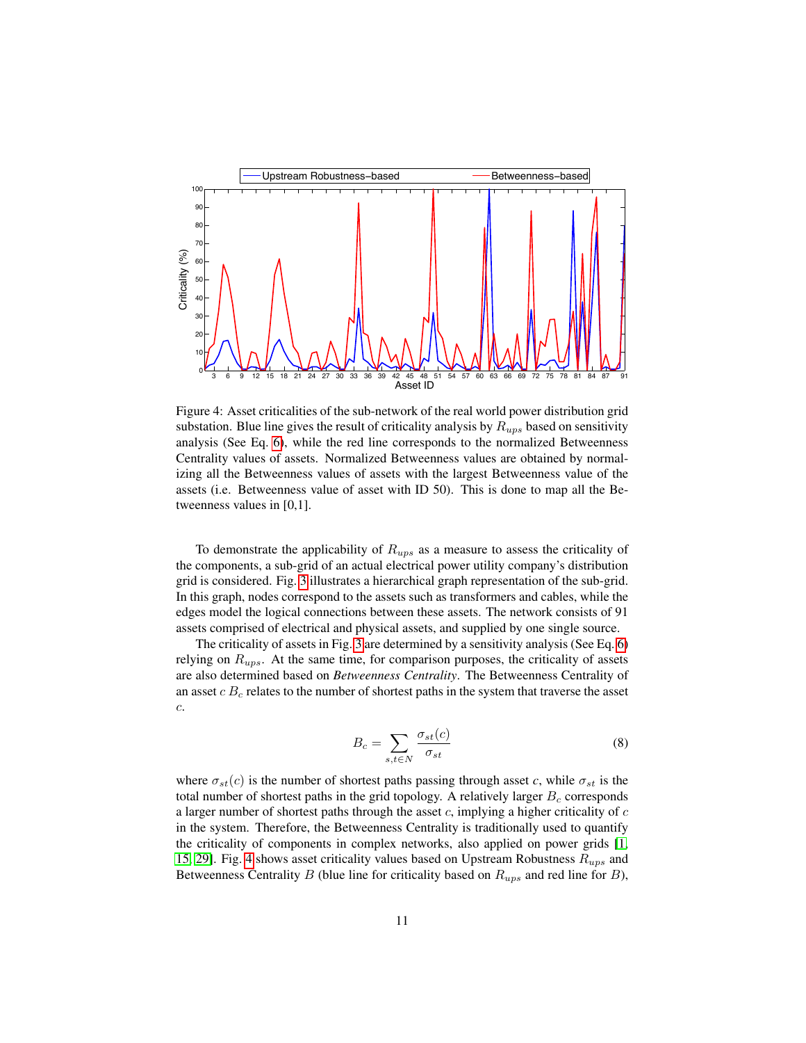Figure 4: Asset criticalities of the sub-network of the real world power distribution grid substation. Blue line gives the result of criticality analysis by $R_{ups}$ based on sensitivity analysis (See Eq. 6), while the red line corresponds to the normalized Betweenness Centrality values of assets. Normalized Betweenness values are obtained by normalizing all the Betweenness values of assets with the largest Betweenness value of the assets (i.e. Betweenness value of asset with ID 50). This is done to map all the Betweenness values in [0,1].

To demonstrate the applicability of $R_{ups}$ as a measure to assess the criticality of the components, a sub-grid of an actual electrical power utility company's distribution grid is considered. Fig. 3 illustrates a hierarchical graph representation of the sub-grid. In this graph, nodes correspond to the assets such as transformers and cables, while the edges model the logical connections between these assets. The network consists of 91 assets comprised of electrical and physical assets, and supplied by one single source.

The criticality of assets in Fig. 3 are determined by a sensitivity analysis (See Eq. 6) relying on $R_{ups}$. At the same time, for comparison purposes, the criticality of assets are also determined based on *Betweenness Centrality*. The Betweenness Centrality of an asset $c$ $B_c$ relates to the number of shortest paths in the system that traverse the asset $c$.

$$B_c = \sum_{s,t \in N} \frac{\sigma_{st}(c)}{\sigma_{st}} \tag{8}$$

where $\sigma_{st}(c)$ is the number of shortest paths passing through asset $c$, while $\sigma_{st}$ is the total number of shortest paths in the grid topology. A relatively larger $B_c$ corresponds a larger number of shortest paths through the asset $c$, implying a higher criticality of $c$ in the system. Therefore, the Betweenness Centrality is traditionally used to quantify the criticality of components in complex networks, also applied on power grids [1, 15, 29]. Fig. 4 shows asset criticality values based on Upstream Robustness $R_{ups}$ and Betweenness Centrality $B$ (blue line for criticality based on $R_{ups}$ and red line for $B$),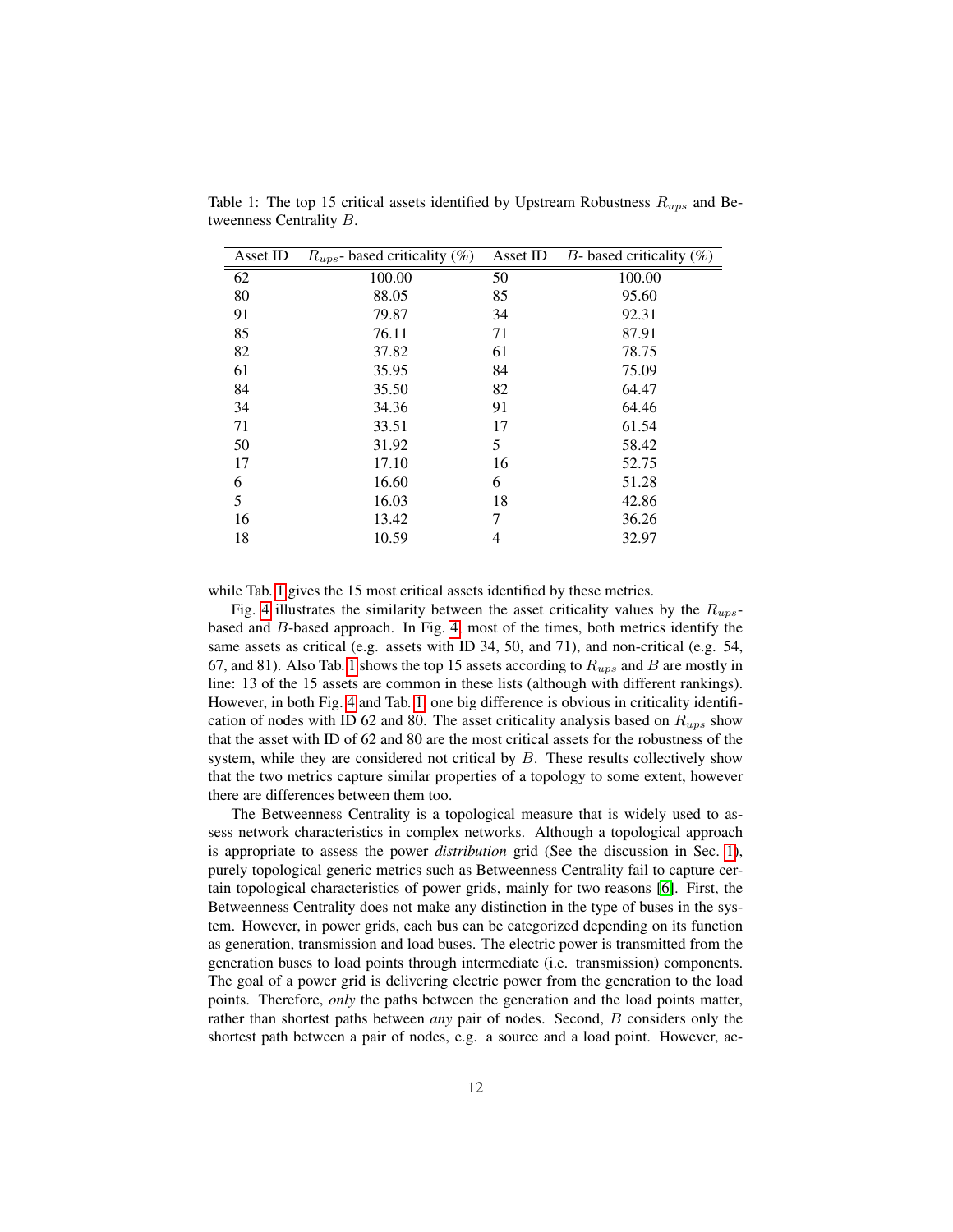Table 1: The top 15 critical assets identified by Upstream Robustness $R_{ups}$ and Betweenness Centrality $B$.

| Asset ID | $R_{ups}$- based criticality (%) | Asset ID | $B$- based criticality (%) |
|---|---|---|---|
| 62 | 100.00 | 50 | 100.00 |
| 80 | 88.05 | 85 | 95.60 |
| 91 | 79.87 | 34 | 92.31 |
| 85 | 76.11 | 71 | 87.91 |
| 82 | 37.82 | 61 | 78.75 |
| 61 | 35.95 | 84 | 75.09 |
| 84 | 35.50 | 82 | 64.47 |
| 34 | 34.36 | 91 | 64.46 |
| 71 | 33.51 | 17 | 61.54 |
| 50 | 31.92 | 5 | 58.42 |
| 17 | 17.10 | 16 | 52.75 |
| 6 | 16.60 | 6 | 51.28 |
| 5 | 16.03 | 18 | 42.86 |
| 16 | 13.42 | 7 | 36.26 |
| 18 | 10.59 | 4 | 32.97 |

while Tab. 1 gives the 15 most critical assets identified by these metrics.

Fig. 4 illustrates the similarity between the asset criticality values by the $R_{ups}$-based and $B$-based approach. In Fig. 4, most of the times, both metrics identify the same assets as critical (e.g. assets with ID 34, 50, and 71), and non-critical (e.g. 54, 67, and 81). Also Tab. 1 shows the top 15 assets according to $R_{ups}$ and $B$ are mostly in line: 13 of the 15 assets are common in these lists (although with different rankings). However, in both Fig. 4 and Tab. 1, one big difference is obvious in criticality identification of nodes with ID 62 and 80. The asset criticality analysis based on $R_{ups}$ show that the asset with ID of 62 and 80 are the most critical assets for the robustness of the system, while they are considered not critical by $B$. These results collectively show that the two metrics capture similar properties of a topology to some extent, however there are differences between them too.

The Betweenness Centrality is a topological measure that is widely used to assess network characteristics in complex networks. Although a topological approach is appropriate to assess the power *distribution* grid (See the discussion in Sec. 1), purely topological generic metrics such as Betweenness Centrality fail to capture certain topological characteristics of power grids, mainly for two reasons [6]. First, the Betweenness Centrality does not make any distinction in the type of buses in the system. However, in power grids, each bus can be categorized depending on its function as generation, transmission and load buses. The electric power is transmitted from the generation buses to load points through intermediate (i.e. transmission) components. The goal of a power grid is delivering electric power from the generation to the load points. Therefore, *only* the paths between the generation and the load points matter, rather than shortest paths between *any* pair of nodes. Second, $B$ considers only the shortest path between a pair of nodes, e.g. a source and a load point. However, ac-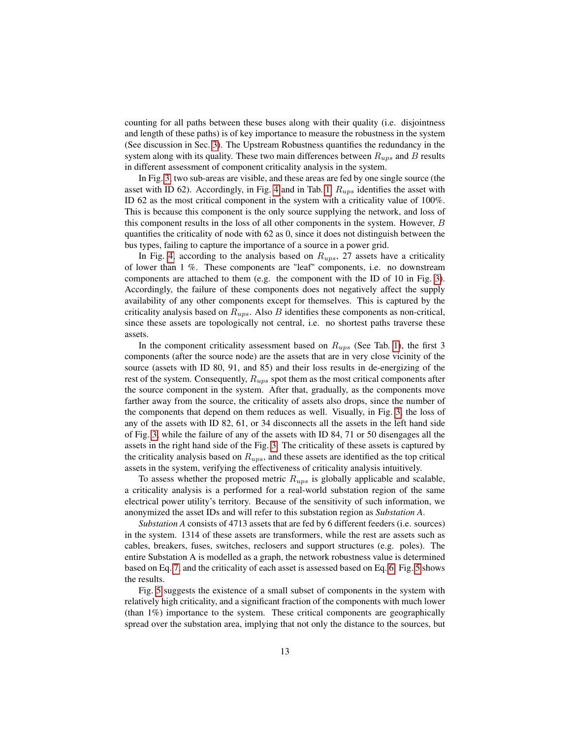counting for all paths between these buses along with their quality (i.e. disjointness and length of these paths) is of key importance to measure the robustness in the system (See discussion in Sec. 3). The Upstream Robustness quantifies the redundancy in the system along with its quality. These two main differences between $R_{ups}$ and $B$ results in different assessment of component criticality analysis in the system.

In Fig. 3, two sub-areas are visible, and these areas are fed by one single source (the asset with ID 62). Accordingly, in Fig. 4 and in Tab. 1, $R_{ups}$ identifies the asset with ID 62 as the most critical component in the system with a criticality value of 100%. This is because this component is the only source supplying the network, and loss of this component results in the loss of all other components in the system. However, $B$ quantifies the criticality of node with 62 as 0, since it does not distinguish between the bus types, failing to capture the importance of a source in a power grid.

In Fig. 4, according to the analysis based on $R_{ups}$, 27 assets have a criticality of lower than 1 %. These components are "leaf" components, i.e. no downstream components are attached to them (e.g. the component with the ID of 10 in Fig. 3). Accordingly, the failure of these components does not negatively affect the supply availability of any other components except for themselves. This is captured by the criticality analysis based on $R_{ups}$. Also $B$ identifies these components as non-critical, since these assets are topologically not central, i.e. no shortest paths traverse these assets.

In the component criticality assessment based on $R_{ups}$ (See Tab. 1), the first 3 components (after the source node) are the assets that are in very close vicinity of the source (assets with ID 80, 91, and 85) and their loss results in de-energizing of the rest of the system. Consequently, $R_{ups}$ spot them as the most critical components after the source component in the system. After that, gradually, as the components move farther away from the source, the criticality of assets also drops, since the number of the components that depend on them reduces as well. Visually, in Fig. 3, the loss of any of the assets with ID 82, 61, or 34 disconnects all the assets in the left hand side of Fig. 3, while the failure of any of the assets with ID 84, 71 or 50 disengages all the assets in the right hand side of the Fig. 3. The criticality of these assets is captured by the criticality analysis based on $R_{ups}$, and these assets are identified as the top critical assets in the system, verifying the effectiveness of criticality analysis intuitively.

To assess whether the proposed metric $R_{ups}$ is globally applicable and scalable, a criticality analysis is a performed for a real-world substation region of the same electrical power utility's territory. Because of the sensitivity of such information, we anonymized the asset IDs and will refer to this substation region as *Substation A*.

*Substation A* consists of 4713 assets that are fed by 6 different feeders (i.e. sources) in the system. 1314 of these assets are transformers, while the rest are assets such as cables, breakers, fuses, switches, reclosers and support structures (e.g. poles). The entire Substation A is modelled as a graph, the network robustness value is determined based on Eq. 7, and the criticality of each asset is assessed based on Eq. 6. Fig. 5 shows the results.

Fig. 5 suggests the existence of a small subset of components in the system with relatively high criticality, and a significant fraction of the components with much lower (than 1%) importance to the system. These critical components are geographically spread over the substation area, implying that not only the distance to the sources, but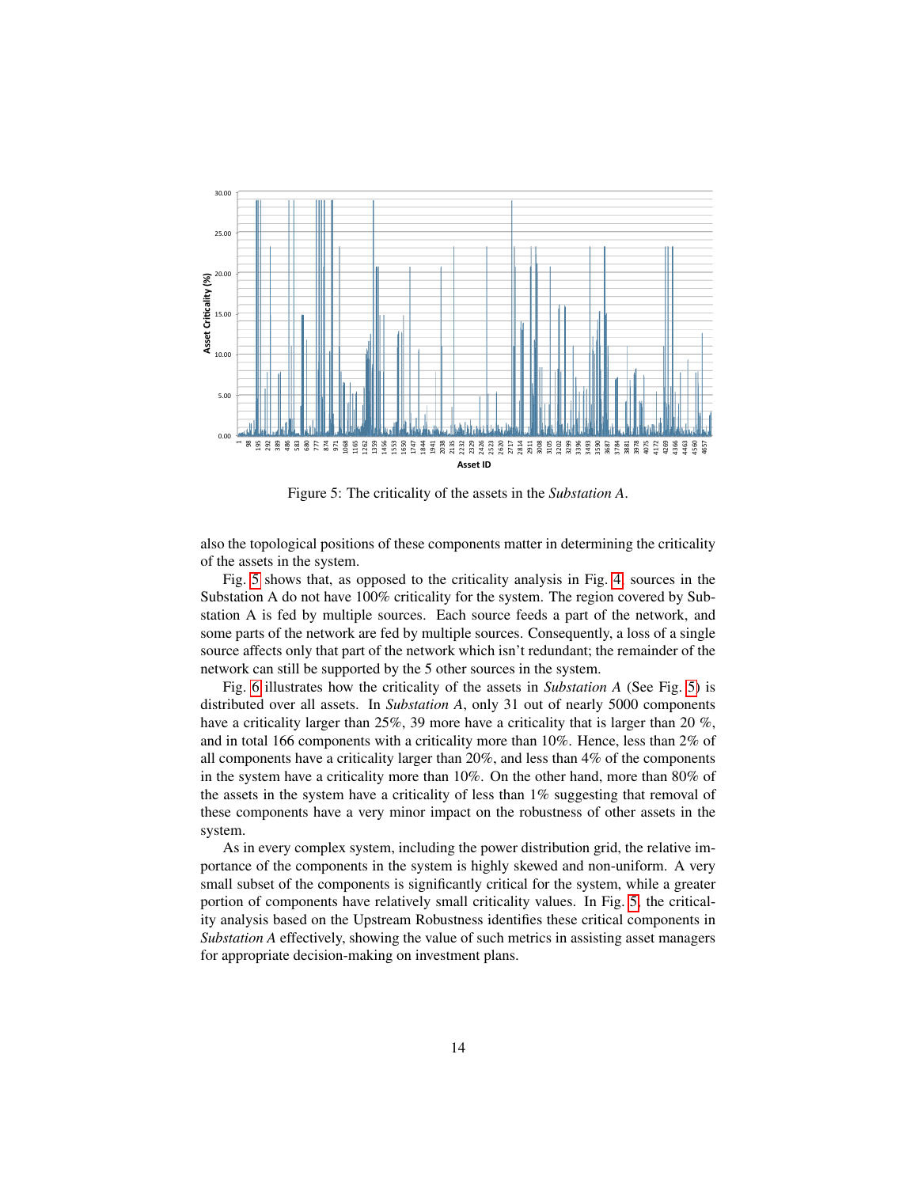Figure 5: The criticality of the assets in the *Substation A*.

also the topological positions of these components matter in determining the criticality of the assets in the system.

Fig. 5 shows that, as opposed to the criticality analysis in Fig. 4, sources in the Substation A do not have 100% criticality for the system. The region covered by Substation A is fed by multiple sources. Each source feeds a part of the network, and some parts of the network are fed by multiple sources. Consequently, a loss of a single source affects only that part of the network which isn't redundant; the remainder of the network can still be supported by the 5 other sources in the system.

Fig. 6 illustrates how the criticality of the assets in *Substation A* (See Fig. 5) is distributed over all assets. In *Substation A*, only 31 out of nearly 5000 components have a criticality larger than 25%, 39 more have a criticality that is larger than 20 %, and in total 166 components with a criticality more than 10%. Hence, less than 2% of all components have a criticality larger than 20%, and less than 4% of the components in the system have a criticality more than 10%. On the other hand, more than 80% of the assets in the system have a criticality of less than 1% suggesting that removal of these components have a very minor impact on the robustness of other assets in the system.

As in every complex system, including the power distribution grid, the relative importance of the components in the system is highly skewed and non-uniform. A very small subset of the components is significantly critical for the system, while a greater portion of components have relatively small criticality values. In Fig. 5, the criticality analysis based on the Upstream Robustness identifies these critical components in *Substation A* effectively, showing the value of such metrics in assisting asset managers for appropriate decision-making on investment plans.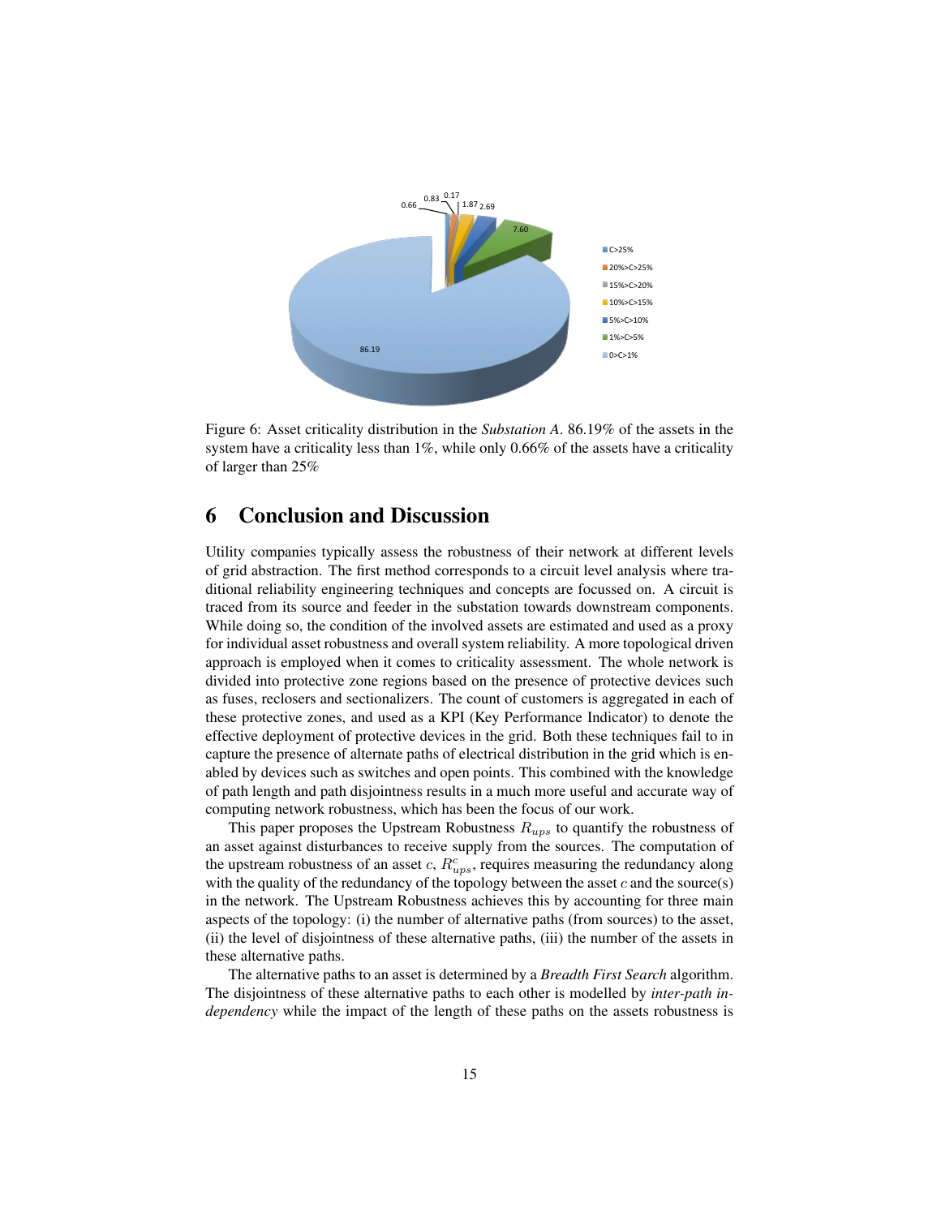Figure 6: Asset criticality distribution in the *Substation A*. 86.19% of the assets in the system have a criticality less than 1%, while only 0.66% of the assets have a criticality of larger than 25%

## 6 Conclusion and Discussion

Utility companies typically assess the robustness of their network at different levels of grid abstraction. The first method corresponds to a circuit level analysis where traditional reliability engineering techniques and concepts are focussed on. A circuit is traced from its source and feeder in the substation towards downstream components. While doing so, the condition of the involved assets are estimated and used as a proxy for individual asset robustness and overall system reliability. A more topological driven approach is employed when it comes to criticality assessment. The whole network is divided into protective zone regions based on the presence of protective devices such as fuses, reclosers and sectionalizers. The count of customers is aggregated in each of these protective zones, and used as a KPI (Key Performance Indicator) to denote the effective deployment of protective devices in the grid. Both these techniques fail to in capture the presence of alternate paths of electrical distribution in the grid which is enabled by devices such as switches and open points. This combined with the knowledge of path length and path disjointness results in a much more useful and accurate way of computing network robustness, which has been the focus of our work.

This paper proposes the Upstream Robustness $R_{ups}$ to quantify the robustness of an asset against disturbances to receive supply from the sources. The computation of the upstream robustness of an asset $c$, $R^c_{ups}$, requires measuring the redundancy along with the quality of the redundancy of the topology between the asset $c$ and the source(s) in the network. The Upstream Robustness achieves this by accounting for three main aspects of the topology: (i) the number of alternative paths (from sources) to the asset, (ii) the level of disjointness of these alternative paths, (iii) the number of the assets in these alternative paths.

The alternative paths to an asset is determined by a *Breadth First Search* algorithm. The disjointness of these alternative paths to each other is modelled by *inter-path independency* while the impact of the length of these paths on the assets robustness is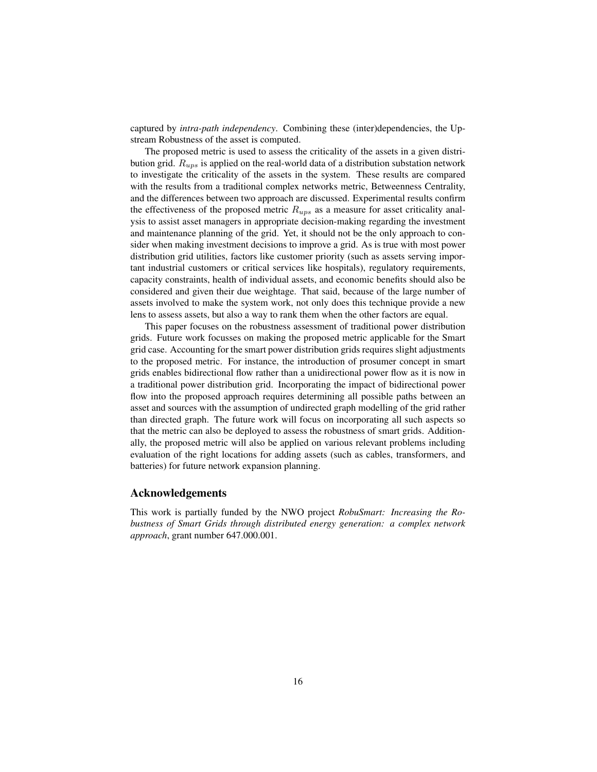captured by *intra-path independency*. Combining these (inter)dependencies, the Upstream Robustness of the asset is computed.

The proposed metric is used to assess the criticality of the assets in a given distribution grid. $R_{ups}$ is applied on the real-world data of a distribution substation network to investigate the criticality of the assets in the system. These results are compared with the results from a traditional complex networks metric, Betweenness Centrality, and the differences between two approach are discussed. Experimental results confirm the effectiveness of the proposed metric $R_{ups}$ as a measure for asset criticality analysis to assist asset managers in appropriate decision-making regarding the investment and maintenance planning of the grid. Yet, it should not be the only approach to consider when making investment decisions to improve a grid. As is true with most power distribution grid utilities, factors like customer priority (such as assets serving important industrial customers or critical services like hospitals), regulatory requirements, capacity constraints, health of individual assets, and economic benefits should also be considered and given their due weightage. That said, because of the large number of assets involved to make the system work, not only does this technique provide a new lens to assess assets, but also a way to rank them when the other factors are equal.

This paper focuses on the robustness assessment of traditional power distribution grids. Future work focusses on making the proposed metric applicable for the Smart grid case. Accounting for the smart power distribution grids requires slight adjustments to the proposed metric. For instance, the introduction of prosumer concept in smart grids enables bidirectional flow rather than a unidirectional power flow as it is now in a traditional power distribution grid. Incorporating the impact of bidirectional power flow into the proposed approach requires determining all possible paths between an asset and sources with the assumption of undirected graph modelling of the grid rather than directed graph. The future work will focus on incorporating all such aspects so that the metric can also be deployed to assess the robustness of smart grids. Additionally, the proposed metric will also be applied on various relevant problems including evaluation of the right locations for adding assets (such as cables, transformers, and batteries) for future network expansion planning.

## Acknowledgements

This work is partially funded by the NWO project *RobuSmart: Increasing the Robustness of Smart Grids through distributed energy generation: a complex network approach*, grant number 647.000.001.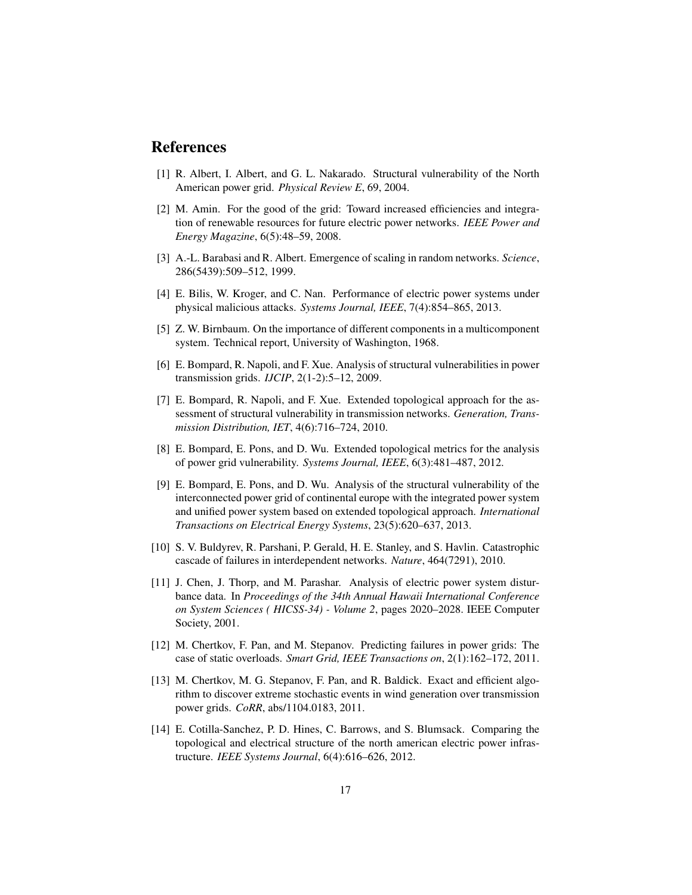# References

[1] R. Albert, I. Albert, and G. L. Nakarado. Structural vulnerability of the North American power grid. *Physical Review E*, 69, 2004.

[2] M. Amin. For the good of the grid: Toward increased efficiencies and integration of renewable resources for future electric power networks. *IEEE Power and Energy Magazine*, 6(5):48–59, 2008.

[3] A.-L. Barabasi and R. Albert. Emergence of scaling in random networks. *Science*, 286(5439):509–512, 1999.

[4] E. Bilis, W. Kroger, and C. Nan. Performance of electric power systems under physical malicious attacks. *Systems Journal, IEEE*, 7(4):854–865, 2013.

[5] Z. W. Birnbaum. On the importance of different components in a multicomponent system. Technical report, University of Washington, 1968.

[6] E. Bompard, R. Napoli, and F. Xue. Analysis of structural vulnerabilities in power transmission grids. *IJCIP*, 2(1-2):5–12, 2009.

[7] E. Bompard, R. Napoli, and F. Xue. Extended topological approach for the assessment of structural vulnerability in transmission networks. *Generation, Transmission Distribution, IET*, 4(6):716–724, 2010.

[8] E. Bompard, E. Pons, and D. Wu. Extended topological metrics for the analysis of power grid vulnerability. *Systems Journal, IEEE*, 6(3):481–487, 2012.

[9] E. Bompard, E. Pons, and D. Wu. Analysis of the structural vulnerability of the interconnected power grid of continental europe with the integrated power system and unified power system based on extended topological approach. *International Transactions on Electrical Energy Systems*, 23(5):620–637, 2013.

[10] S. V. Buldyrev, R. Parshani, P. Gerald, H. E. Stanley, and S. Havlin. Catastrophic cascade of failures in interdependent networks. *Nature*, 464(7291), 2010.

[11] J. Chen, J. Thorp, and M. Parashar. Analysis of electric power system disturbance data. In *Proceedings of the 34th Annual Hawaii International Conference on System Sciences ( HICSS-34) - Volume 2*, pages 2020–2028. IEEE Computer Society, 2001.

[12] M. Chertkov, F. Pan, and M. Stepanov. Predicting failures in power grids: The case of static overloads. *Smart Grid, IEEE Transactions on*, 2(1):162–172, 2011.

[13] M. Chertkov, M. G. Stepanov, F. Pan, and R. Baldick. Exact and efficient algorithm to discover extreme stochastic events in wind generation over transmission power grids. *CoRR*, abs/1104.0183, 2011.

[14] E. Cotilla-Sanchez, P. D. Hines, C. Barrows, and S. Blumsack. Comparing the topological and electrical structure of the north american electric power infrastructure. *IEEE Systems Journal*, 6(4):616–626, 2012.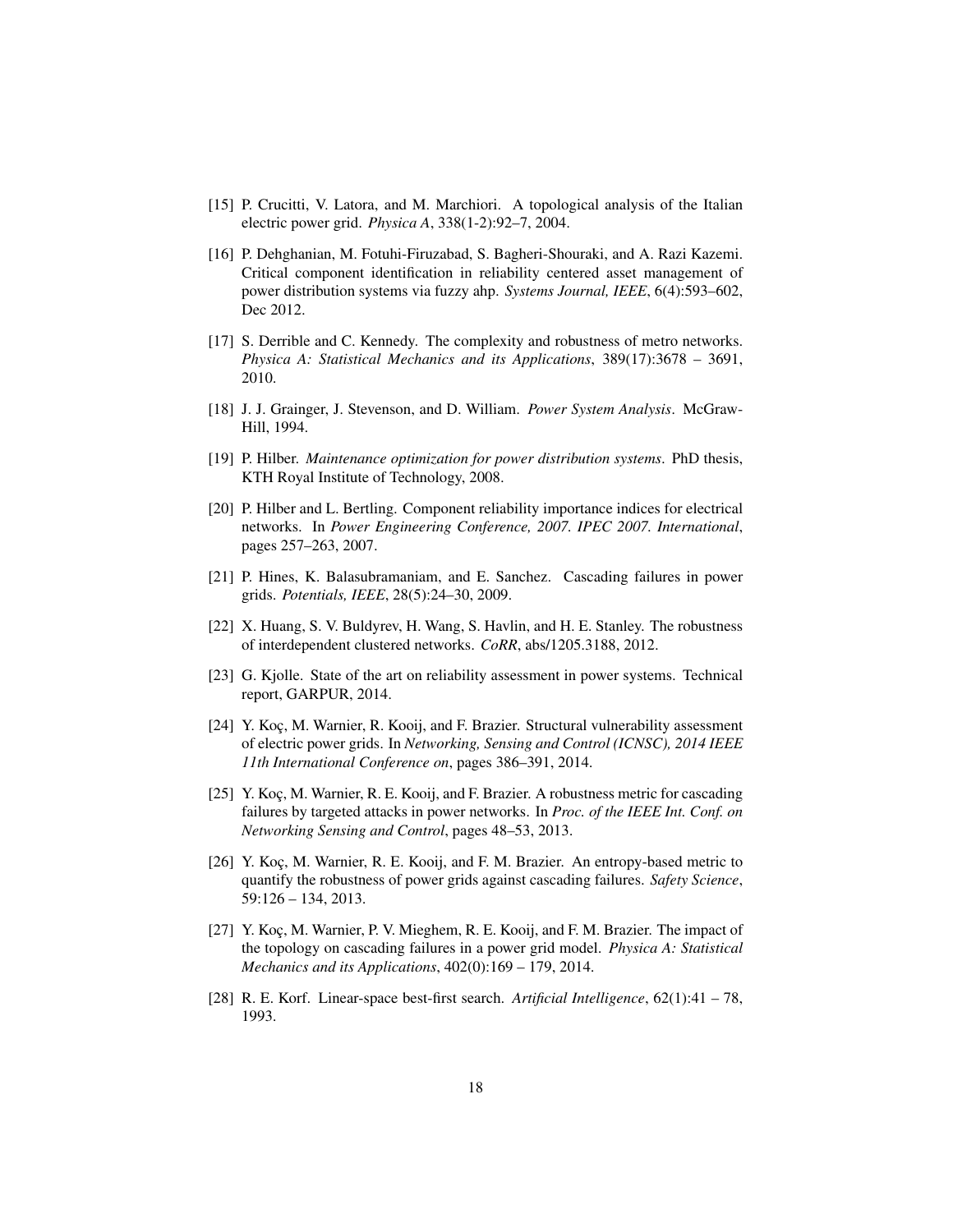[15] P. Crucitti, V. Latora, and M. Marchiori. A topological analysis of the Italian electric power grid. *Physica A*, 338(1-2):92–7, 2004.

[16] P. Dehghanian, M. Fotuhi-Firuzabad, S. Bagheri-Shouraki, and A. Razi Kazemi. Critical component identification in reliability centered asset management of power distribution systems via fuzzy ahp. *Systems Journal, IEEE*, 6(4):593–602, Dec 2012.

[17] S. Derrible and C. Kennedy. The complexity and robustness of metro networks. *Physica A: Statistical Mechanics and its Applications*, 389(17):3678 – 3691, 2010.

[18] J. J. Grainger, J. Stevenson, and D. William. *Power System Analysis*. McGraw-Hill, 1994.

[19] P. Hilber. *Maintenance optimization for power distribution systems*. PhD thesis, KTH Royal Institute of Technology, 2008.

[20] P. Hilber and L. Bertling. Component reliability importance indices for electrical networks. In *Power Engineering Conference, 2007. IPEC 2007. International*, pages 257–263, 2007.

[21] P. Hines, K. Balasubramaniam, and E. Sanchez. Cascading failures in power grids. *Potentials, IEEE*, 28(5):24–30, 2009.

[22] X. Huang, S. V. Buldyrev, H. Wang, S. Havlin, and H. E. Stanley. The robustness of interdependent clustered networks. *CoRR*, abs/1205.3188, 2012.

[23] G. Kjolle. State of the art on reliability assessment in power systems. Technical report, GARPUR, 2014.

[24] Y. Koç, M. Warnier, R. Kooij, and F. Brazier. Structural vulnerability assessment of electric power grids. In *Networking, Sensing and Control (ICNSC), 2014 IEEE 11th International Conference on*, pages 386–391, 2014.

[25] Y. Koç, M. Warnier, R. E. Kooij, and F. Brazier. A robustness metric for cascading failures by targeted attacks in power networks. In *Proc. of the IEEE Int. Conf. on Networking Sensing and Control*, pages 48–53, 2013.

[26] Y. Koç, M. Warnier, R. E. Kooij, and F. M. Brazier. An entropy-based metric to quantify the robustness of power grids against cascading failures. *Safety Science*, 59:126 – 134, 2013.

[27] Y. Koç, M. Warnier, P. V. Mieghem, R. E. Kooij, and F. M. Brazier. The impact of the topology on cascading failures in a power grid model. *Physica A: Statistical Mechanics and its Applications*, 402(0):169 – 179, 2014.

[28] R. E. Korf. Linear-space best-first search. *Artificial Intelligence*, 62(1):41 – 78, 1993.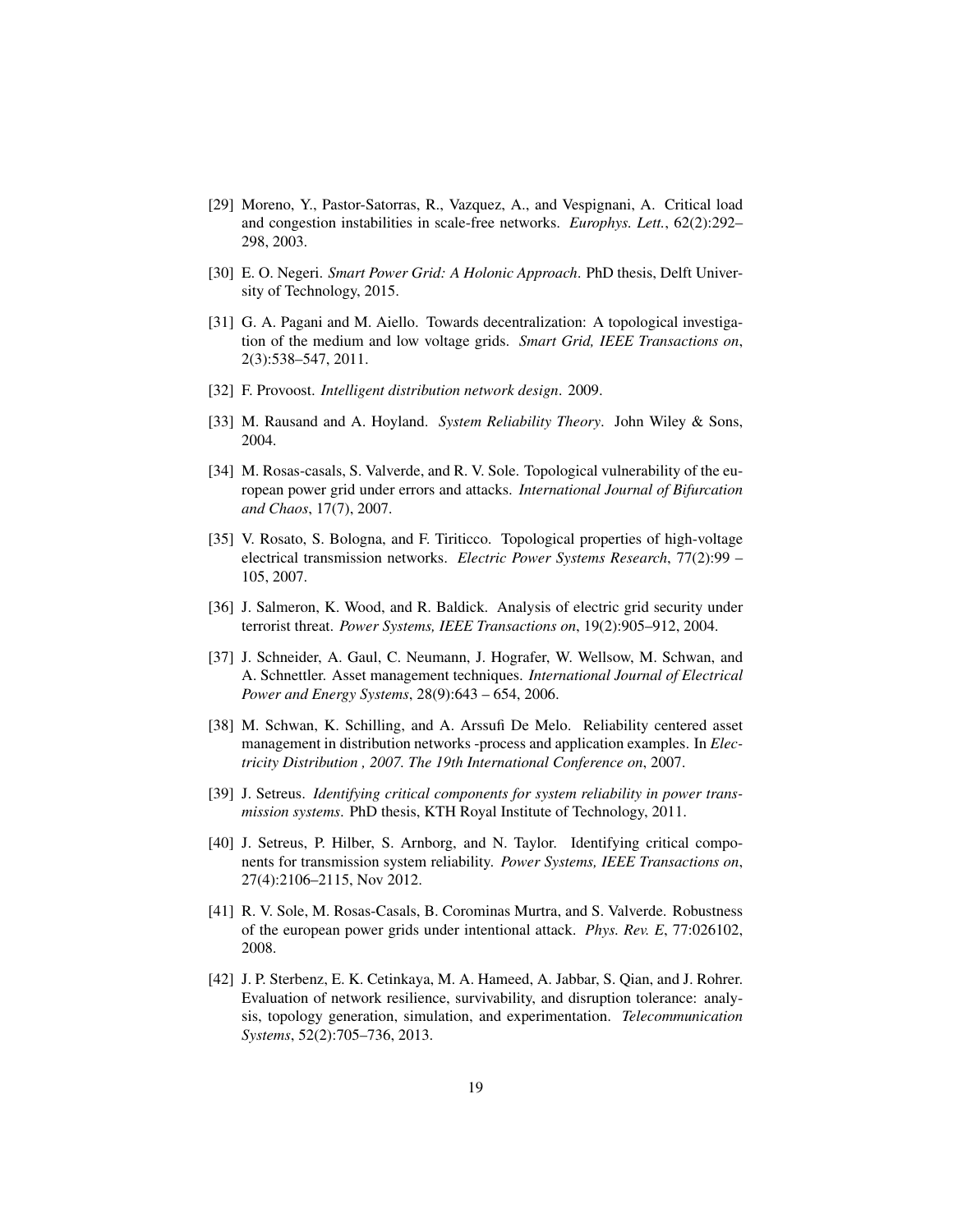[29] Moreno, Y., Pastor-Satorras, R., Vazquez, A., and Vespignani, A. Critical load and congestion instabilities in scale-free networks. *Europhys. Lett.*, 62(2):292–298, 2003.

[30] E. O. Negeri. *Smart Power Grid: A Holonic Approach*. PhD thesis, Delft University of Technology, 2015.

[31] G. A. Pagani and M. Aiello. Towards decentralization: A topological investigation of the medium and low voltage grids. *Smart Grid, IEEE Transactions on*, 2(3):538–547, 2011.

[32] F. Provoost. *Intelligent distribution network design*. 2009.

[33] M. Rausand and A. Hoyland. *System Reliability Theory*. John Wiley & Sons, 2004.

[34] M. Rosas-casals, S. Valverde, and R. V. Sole. Topological vulnerability of the european power grid under errors and attacks. *International Journal of Bifurcation and Chaos*, 17(7), 2007.

[35] V. Rosato, S. Bologna, and F. Tiriticco. Topological properties of high-voltage electrical transmission networks. *Electric Power Systems Research*, 77(2):99 – 105, 2007.

[36] J. Salmeron, K. Wood, and R. Baldick. Analysis of electric grid security under terrorist threat. *Power Systems, IEEE Transactions on*, 19(2):905–912, 2004.

[37] J. Schneider, A. Gaul, C. Neumann, J. Hografer, W. Wellsow, M. Schwan, and A. Schnettler. Asset management techniques. *International Journal of Electrical Power and Energy Systems*, 28(9):643 – 654, 2006.

[38] M. Schwan, K. Schilling, and A. Arssufi De Melo. Reliability centered asset management in distribution networks -process and application examples. In *Electricity Distribution , 2007. The 19th International Conference on*, 2007.

[39] J. Setreus. *Identifying critical components for system reliability in power transmission systems*. PhD thesis, KTH Royal Institute of Technology, 2011.

[40] J. Setreus, P. Hilber, S. Arnborg, and N. Taylor. Identifying critical components for transmission system reliability. *Power Systems, IEEE Transactions on*, 27(4):2106–2115, Nov 2012.

[41] R. V. Sole, M. Rosas-Casals, B. Corominas Murtra, and S. Valverde. Robustness of the european power grids under intentional attack. *Phys. Rev. E*, 77:026102, 2008.

[42] J. P. Sterbenz, E. K. Cetinkaya, M. A. Hameed, A. Jabbar, S. Qian, and J. Rohrer. Evaluation of network resilience, survivability, and disruption tolerance: analysis, topology generation, simulation, and experimentation. *Telecommunication Systems*, 52(2):705–736, 2013.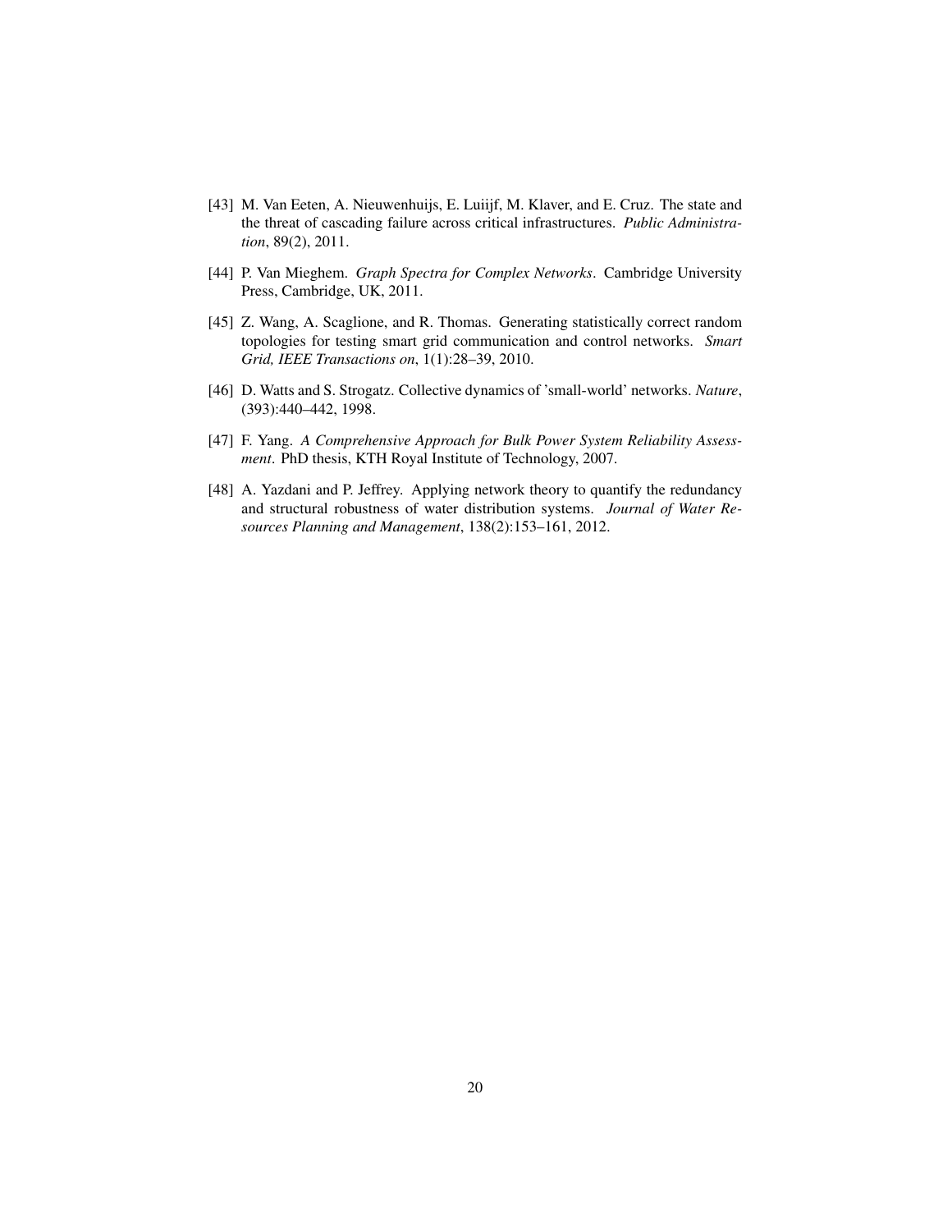[43] M. Van Eeten, A. Nieuwenhuijs, E. Luiijf, M. Klaver, and E. Cruz. The state and the threat of cascading failure across critical infrastructures. *Public Administration*, 89(2), 2011.

[44] P. Van Mieghem. *Graph Spectra for Complex Networks*. Cambridge University Press, Cambridge, UK, 2011.

[45] Z. Wang, A. Scaglione, and R. Thomas. Generating statistically correct random topologies for testing smart grid communication and control networks. *Smart Grid, IEEE Transactions on*, 1(1):28–39, 2010.

[46] D. Watts and S. Strogatz. Collective dynamics of 'small-world' networks. *Nature*, (393):440–442, 1998.

[47] F. Yang. *A Comprehensive Approach for Bulk Power System Reliability Assessment*. PhD thesis, KTH Royal Institute of Technology, 2007.

[48] A. Yazdani and P. Jeffrey. Applying network theory to quantify the redundancy and structural robustness of water distribution systems. *Journal of Water Resources Planning and Management*, 138(2):153–161, 2012.